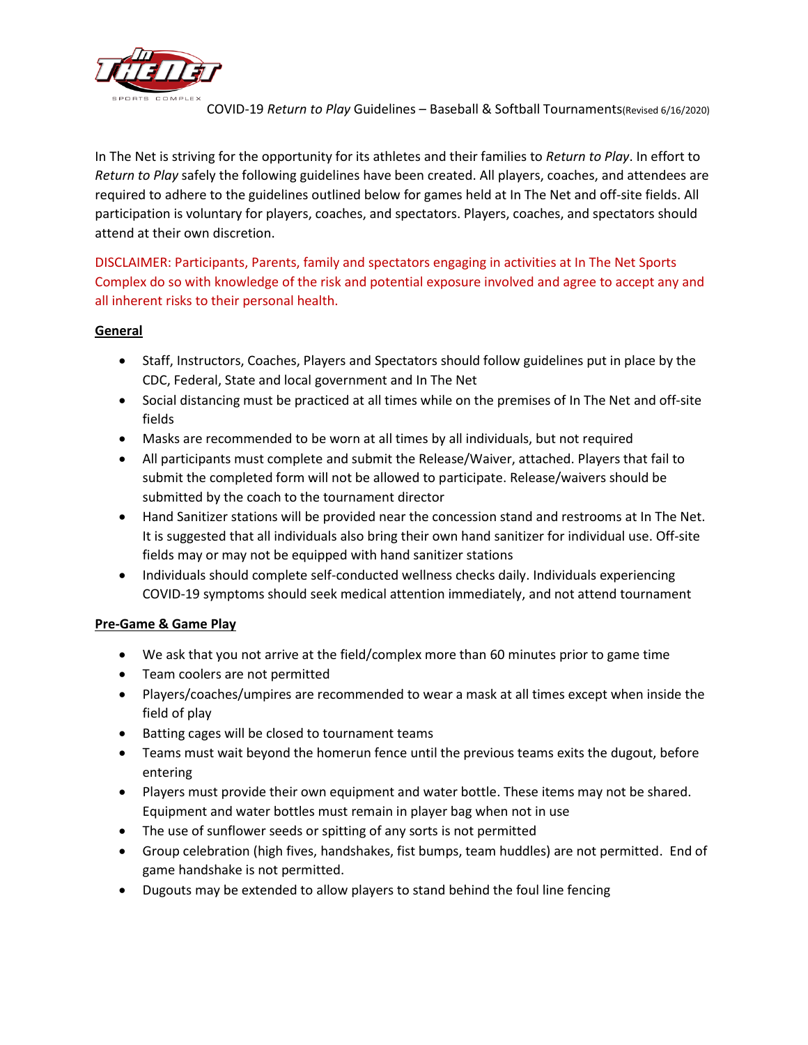COVID-19 *Return to Play* Guidelines – Baseball & Softball Tournaments(Revised 6/16/2020)

In The Net is striving for the opportunity for its athletes and their families to *Return to Play*. In effort to *Return to Play* safely the following guidelines have been created. All players, coaches, and attendees are required to adhere to the guidelines outlined below for games held at In The Net and off-site fields. All participation is voluntary for players, coaches, and spectators. Players, coaches, and spectators should attend at their own discretion.

DISCLAIMER: Participants, Parents, family and spectators engaging in activities at In The Net Sports Complex do so with knowledge of the risk and potential exposure involved and agree to accept any and all inherent risks to their personal health.

## General

- Staff, Instructors, Coaches, Players and Spectators should follow guidelines put in place by the CDC, Federal, State and local government and In The Net
- Social distancing must be practiced at all times while on the premises of In The Net and off-site fields
- Masks are recommended to be worn at all times by all individuals, but not required
- All participants must complete and submit the Release/Waiver, attached. Players that fail to submit the completed form will not be allowed to participate. Release/waivers should be submitted by the coach to the tournament director
- Hand Sanitizer stations will be provided near the concession stand and restrooms at In The Net. It is suggested that all individuals also bring their own hand sanitizer for individual use. Off-site fields may or may not be equipped with hand sanitizer stations
- Individuals should complete self-conducted wellness checks daily. Individuals experiencing COVID-19 symptoms should seek medical attention immediately, and not attend tournament

## Pre-Game & Game Play

- We ask that you not arrive at the field/complex more than 60 minutes prior to game time
- Team coolers are not permitted
- Players/coaches/umpires are recommended to wear a mask at all times except when inside the field of play
- Batting cages will be closed to tournament teams
- Teams must wait beyond the homerun fence until the previous teams exits the dugout, before entering
- Players must provide their own equipment and water bottle. These items may not be shared. Equipment and water bottles must remain in player bag when not in use
- The use of sunflower seeds or spitting of any sorts is not permitted
- Group celebration (high fives, handshakes, fist bumps, team huddles) are not permitted. End of game handshake is not permitted.
- Dugouts may be extended to allow players to stand behind the foul line fencing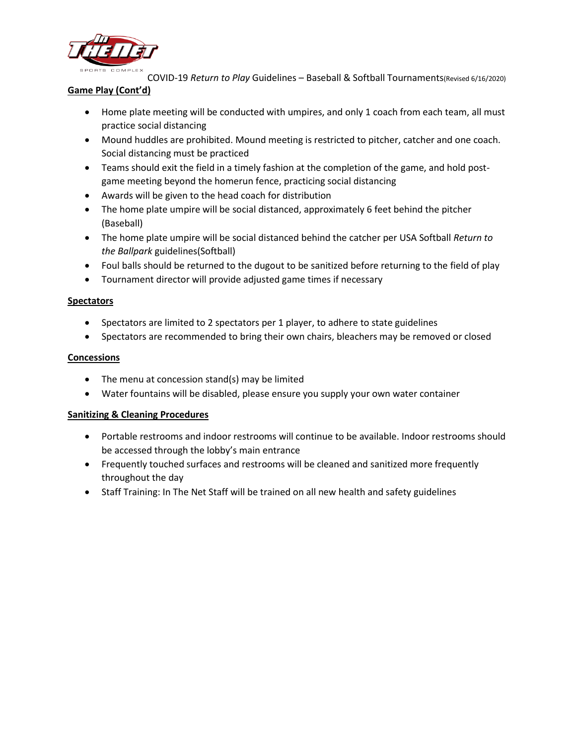## Game Play (Cont'd)

- Home plate meeting will be conducted with umpires, and only 1 coach from each team, all must practice social distancing
- Mound huddles are prohibited. Mound meeting is restricted to pitcher, catcher and one coach. Social distancing must be practiced
- Teams should exit the field in a timely fashion at the completion of the game, and hold post-game meeting beyond the homerun fence, practicing social distancing
- Awards will be given to the head coach for distribution
- The home plate umpire will be social distanced, approximately 6 feet behind the pitcher (Baseball)
- The home plate umpire will be social distanced behind the catcher per USA Softball *Return to the Ballpark* guidelines(Softball)
- Foul balls should be returned to the dugout to be sanitized before returning to the field of play
- Tournament director will provide adjusted game times if necessary

## Spectators

- Spectators are limited to 2 spectators per 1 player, to adhere to state guidelines
- Spectators are recommended to bring their own chairs, bleachers may be removed or closed

## Concessions

- The menu at concession stand(s) may be limited
- Water fountains will be disabled, please ensure you supply your own water container

## Sanitizing & Cleaning Procedures

- Portable restrooms and indoor restrooms will continue to be available. Indoor restrooms should be accessed through the lobby's main entrance
- Frequently touched surfaces and restrooms will be cleaned and sanitized more frequently throughout the day
- Staff Training: In The Net Staff will be trained on all new health and safety guidelines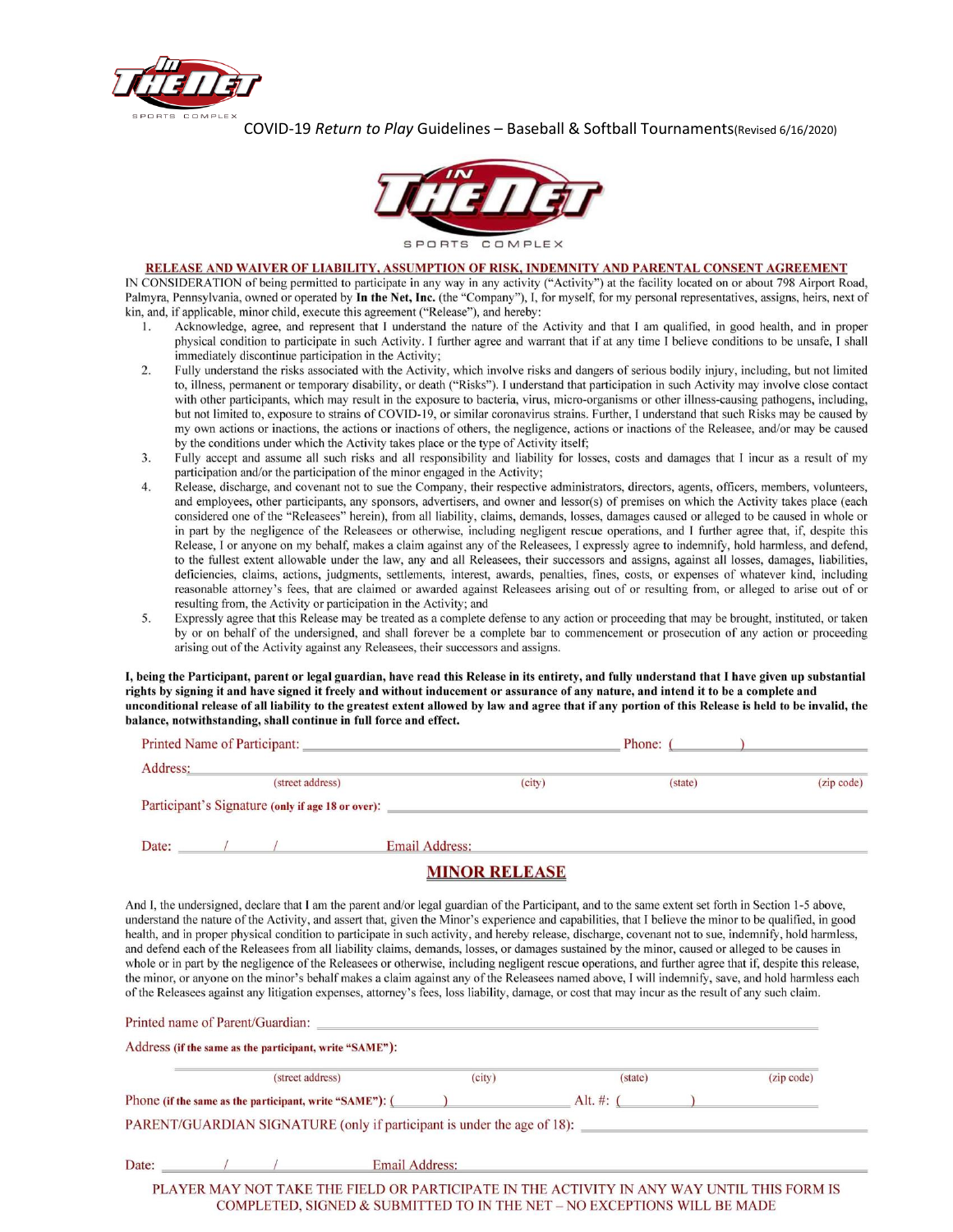COVID-19 *Return to Play* Guidelines – Baseball & Softball Tournaments(Revised 6/16/2020)

## RELEASE AND WAIVER OF LIABILITY, ASSUMPTION OF RISK, INDEMNITY AND PARENTAL CONSENT AGREEMENT

IN CONSIDERATION of being permitted to participate in any way in any activity ("Activity") at the facility located on or about 798 Airport Road, Palmyra, Pennsylvania, owned or operated by **In the Net, Inc.** (the "Company"), I, for myself, for my personal representatives, assigns, heirs, next of kin, and, if applicable, minor child, execute this agreement ("Release"), and hereby:

1. Acknowledge, agree, and represent that I understand the nature of the Activity and that I am qualified, in good health, and in proper physical condition to participate in such Activity. I further agree and warrant that if at any time I believe conditions to be unsafe, I shall immediately discontinue participation in the Activity;
2. Fully understand the risks associated with the Activity, which involve risks and dangers of serious bodily injury, including, but not limited to, illness, permanent or temporary disability, or death ("Risks"). I understand that participation in such Activity may involve close contact with other participants, which may result in the exposure to bacteria, virus, micro-organisms or other illness-causing pathogens, including, but not limited to, exposure to strains of COVID-19, or similar coronavirus strains. Further, I understand that such Risks may be caused by my own actions or inactions, the actions or inactions of others, the negligence, actions or inactions of the Releasee, and/or may be caused by the conditions under which the Activity takes place or the type of Activity itself;
3. Fully accept and assume all such risks and all responsibility and liability for losses, costs and damages that I incur as a result of my participation and/or the participation of the minor engaged in the Activity;
4. Release, discharge, and covenant not to sue the Company, their respective administrators, directors, agents, officers, members, volunteers, and employees, other participants, any sponsors, advertisers, and owner and lessor(s) of premises on which the Activity takes place (each considered one of the "Releasees" herein), from all liability, claims, demands, losses, damages caused or alleged to be caused in whole or in part by the negligence of the Releasees or otherwise, including negligent rescue operations, and I further agree that, if, despite this Release, I or anyone on my behalf, makes a claim against any of the Releasees, I expressly agree to indemnify, hold harmless, and defend, to the fullest extent allowable under the law, any and all Releasees, their successors and assigns, against all losses, damages, liabilities, deficiencies, claims, actions, judgments, settlements, interest, awards, penalties, fines, costs, or expenses of whatever kind, including reasonable attorney's fees, that are claimed or awarded against Releasees arising out of or resulting from, or alleged to arise out of or resulting from, the Activity or participation in the Activity; and
5. Expressly agree that this Release may be treated as a complete defense to any action or proceeding that may be brought, instituted, or taken by or on behalf of the undersigned, and shall forever be a complete bar to commencement or prosecution of any action or proceeding arising out of the Activity against any Releasees, their successors and assigns.

**I, being the Participant, parent or legal guardian, have read this Release in its entirety, and fully understand that I have given up substantial rights by signing it and have signed it freely and without inducement or assurance of any nature, and intend it to be a complete and unconditional release of all liability to the greatest extent allowed by law and agree that if any portion of this Release is held to be invalid, the balance, notwithstanding, shall continue in full force and effect.**

Printed Name of Participant: ______________________ Phone: (______) ______________

Address: ______________________________________________
(street address) (city) (state) (zip code)

Participant's Signature **(only if age 18 or over)**: ______________________

Date: ____/____/____ Email Address: ______________________

## MINOR RELEASE

And I, the undersigned, declare that I am the parent and/or legal guardian of the Participant, and to the same extent set forth in Section 1-5 above, understand the nature of the Activity, and assert that, given the Minor's experience and capabilities, that I believe the minor to be qualified, in good health, and in proper physical condition to participate in such activity, and hereby release, discharge, covenant not to sue, indemnify, hold harmless, and defend each of the Releasees from all liability claims, demands, losses, or damages sustained by the minor, caused or alleged to be causes in whole or in part by the negligence of the Releasees or otherwise, including negligent rescue operations, and further agree that if, despite this release, the minor, or anyone on the minor's behalf makes a claim against any of the Releasees named above, I will indemnify, save, and hold harmless each of the Releasees against any litigation expenses, attorney's fees, loss liability, damage, or cost that may incur as the result of any such claim.

Printed name of Parent/Guardian: ______________________

Address **(if the same as the participant, write "SAME")**:

______________________________________________
(street address) (city) (state) (zip code)

Phone **(if the same as the participant, write "SAME")**: (______) ______________ Alt. #: (______) ______________

PARENT/GUARDIAN SIGNATURE (only if participant is under the age of 18): ______________________

Date: ____/____/____ Email Address: ______________________

PLAYER MAY NOT TAKE THE FIELD OR PARTICIPATE IN THE ACTIVITY IN ANY WAY UNTIL THIS FORM IS COMPLETED, SIGNED & SUBMITTED TO IN THE NET – NO EXCEPTIONS WILL BE MADE